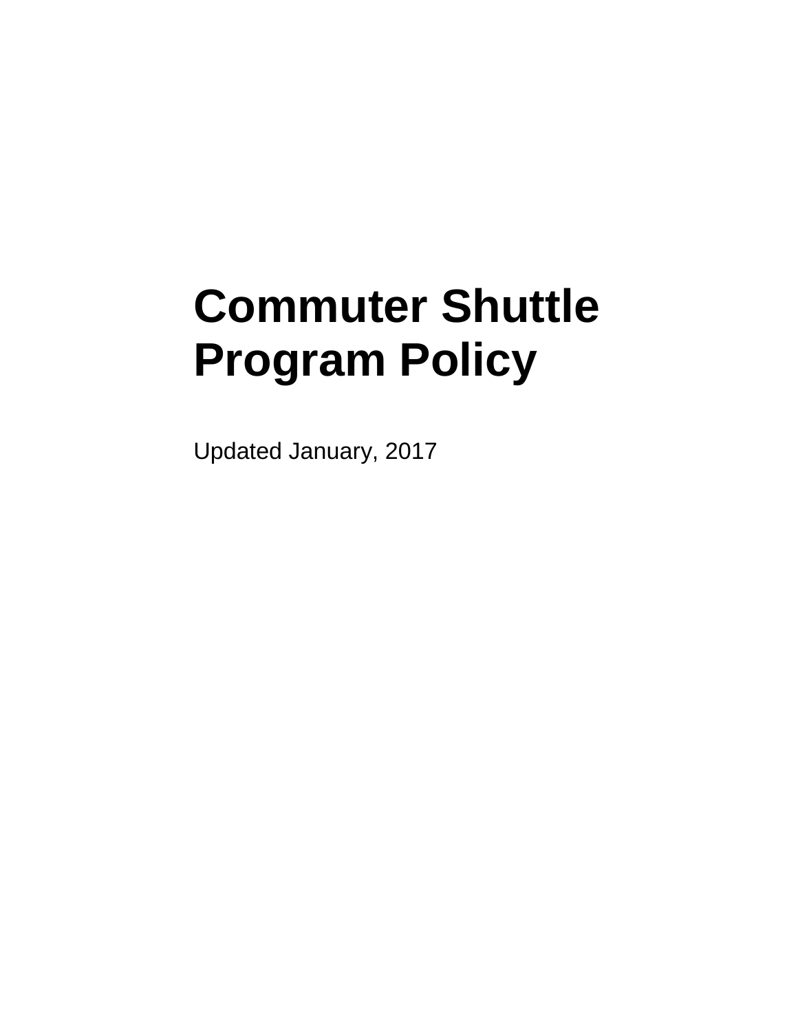# Commuter Shuttle Program Policy

Updated January, 2017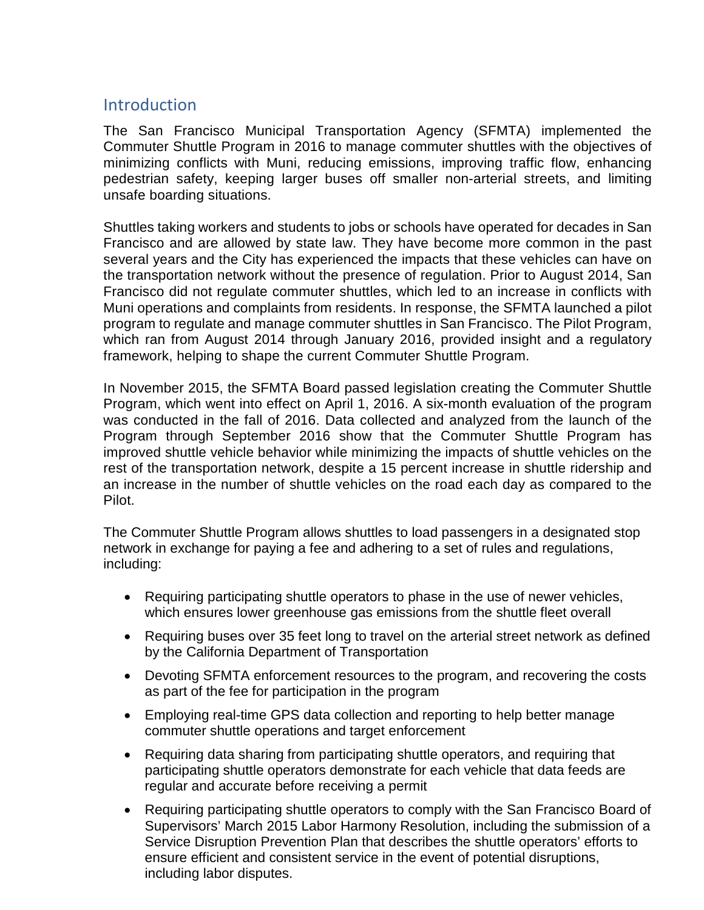## Introduction

The San Francisco Municipal Transportation Agency (SFMTA) implemented the Commuter Shuttle Program in 2016 to manage commuter shuttles with the objectives of minimizing conflicts with Muni, reducing emissions, improving traffic flow, enhancing pedestrian safety, keeping larger buses off smaller non-arterial streets, and limiting unsafe boarding situations.

Shuttles taking workers and students to jobs or schools have operated for decades in San Francisco and are allowed by state law. They have become more common in the past several years and the City has experienced the impacts that these vehicles can have on the transportation network without the presence of regulation. Prior to August 2014, San Francisco did not regulate commuter shuttles, which led to an increase in conflicts with Muni operations and complaints from residents. In response, the SFMTA launched a pilot program to regulate and manage commuter shuttles in San Francisco. The Pilot Program, which ran from August 2014 through January 2016, provided insight and a regulatory framework, helping to shape the current Commuter Shuttle Program.

In November 2015, the SFMTA Board passed legislation creating the Commuter Shuttle Program, which went into effect on April 1, 2016. A six-month evaluation of the program was conducted in the fall of 2016. Data collected and analyzed from the launch of the Program through September 2016 show that the Commuter Shuttle Program has improved shuttle vehicle behavior while minimizing the impacts of shuttle vehicles on the rest of the transportation network, despite a 15 percent increase in shuttle ridership and an increase in the number of shuttle vehicles on the road each day as compared to the Pilot.

The Commuter Shuttle Program allows shuttles to load passengers in a designated stop network in exchange for paying a fee and adhering to a set of rules and regulations, including:

- Requiring participating shuttle operators to phase in the use of newer vehicles, which ensures lower greenhouse gas emissions from the shuttle fleet overall
- Requiring buses over 35 feet long to travel on the arterial street network as defined by the California Department of Transportation
- Devoting SFMTA enforcement resources to the program, and recovering the costs as part of the fee for participation in the program
- Employing real-time GPS data collection and reporting to help better manage commuter shuttle operations and target enforcement
- Requiring data sharing from participating shuttle operators, and requiring that participating shuttle operators demonstrate for each vehicle that data feeds are regular and accurate before receiving a permit
- Requiring participating shuttle operators to comply with the San Francisco Board of Supervisors' March 2015 Labor Harmony Resolution, including the submission of a Service Disruption Prevention Plan that describes the shuttle operators' efforts to ensure efficient and consistent service in the event of potential disruptions, including labor disputes.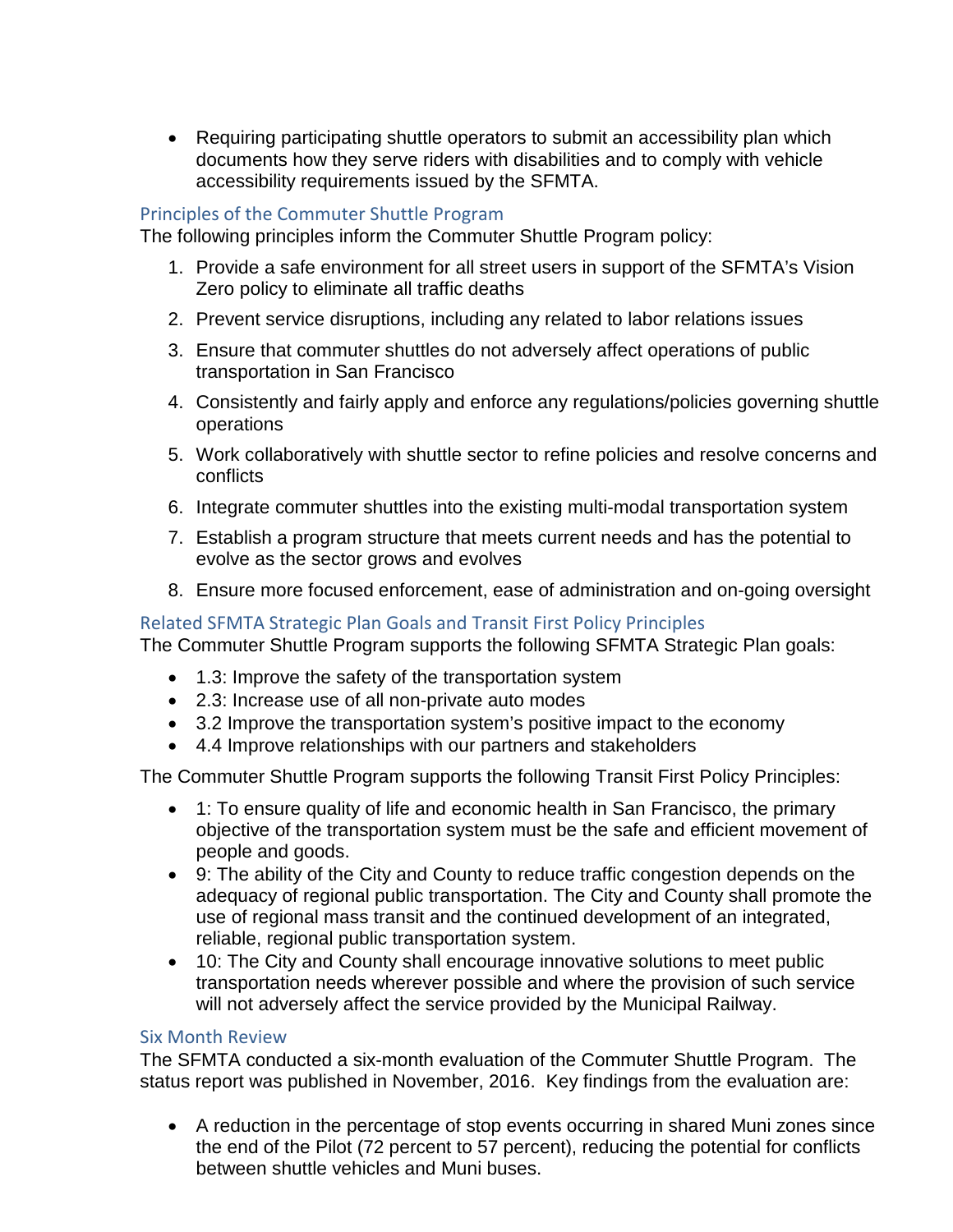- Requiring participating shuttle operators to submit an accessibility plan which documents how they serve riders with disabilities and to comply with vehicle accessibility requirements issued by the SFMTA.

### Principles of the Commuter Shuttle Program

The following principles inform the Commuter Shuttle Program policy:

1. Provide a safe environment for all street users in support of the SFMTA's Vision Zero policy to eliminate all traffic deaths
2. Prevent service disruptions, including any related to labor relations issues
3. Ensure that commuter shuttles do not adversely affect operations of public transportation in San Francisco
4. Consistently and fairly apply and enforce any regulations/policies governing shuttle operations
5. Work collaboratively with shuttle sector to refine policies and resolve concerns and conflicts
6. Integrate commuter shuttles into the existing multi-modal transportation system
7. Establish a program structure that meets current needs and has the potential to evolve as the sector grows and evolves
8. Ensure more focused enforcement, ease of administration and on-going oversight

### Related SFMTA Strategic Plan Goals and Transit First Policy Principles

The Commuter Shuttle Program supports the following SFMTA Strategic Plan goals:

- 1.3: Improve the safety of the transportation system
- 2.3: Increase use of all non-private auto modes
- 3.2 Improve the transportation system's positive impact to the economy
- 4.4 Improve relationships with our partners and stakeholders

The Commuter Shuttle Program supports the following Transit First Policy Principles:

- 1: To ensure quality of life and economic health in San Francisco, the primary objective of the transportation system must be the safe and efficient movement of people and goods.
- 9: The ability of the City and County to reduce traffic congestion depends on the adequacy of regional public transportation. The City and County shall promote the use of regional mass transit and the continued development of an integrated, reliable, regional public transportation system.
- 10: The City and County shall encourage innovative solutions to meet public transportation needs wherever possible and where the provision of such service will not adversely affect the service provided by the Municipal Railway.

### Six Month Review

The SFMTA conducted a six-month evaluation of the Commuter Shuttle Program. The status report was published in November, 2016. Key findings from the evaluation are:

- A reduction in the percentage of stop events occurring in shared Muni zones since the end of the Pilot (72 percent to 57 percent), reducing the potential for conflicts between shuttle vehicles and Muni buses.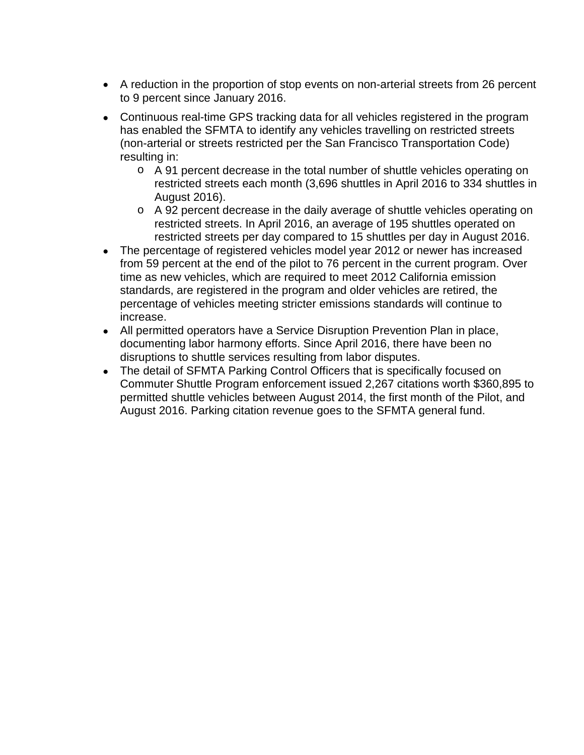- A reduction in the proportion of stop events on non-arterial streets from 26 percent to 9 percent since January 2016.
- Continuous real-time GPS tracking data for all vehicles registered in the program has enabled the SFMTA to identify any vehicles travelling on restricted streets (non-arterial or streets restricted per the San Francisco Transportation Code) resulting in:
  - A 91 percent decrease in the total number of shuttle vehicles operating on restricted streets each month (3,696 shuttles in April 2016 to 334 shuttles in August 2016).
  - A 92 percent decrease in the daily average of shuttle vehicles operating on restricted streets. In April 2016, an average of 195 shuttles operated on restricted streets per day compared to 15 shuttles per day in August 2016.
- The percentage of registered vehicles model year 2012 or newer has increased from 59 percent at the end of the pilot to 76 percent in the current program. Over time as new vehicles, which are required to meet 2012 California emission standards, are registered in the program and older vehicles are retired, the percentage of vehicles meeting stricter emissions standards will continue to increase.
- All permitted operators have a Service Disruption Prevention Plan in place, documenting labor harmony efforts. Since April 2016, there have been no disruptions to shuttle services resulting from labor disputes.
- The detail of SFMTA Parking Control Officers that is specifically focused on Commuter Shuttle Program enforcement issued 2,267 citations worth $360,895 to permitted shuttle vehicles between August 2014, the first month of the Pilot, and August 2016. Parking citation revenue goes to the SFMTA general fund.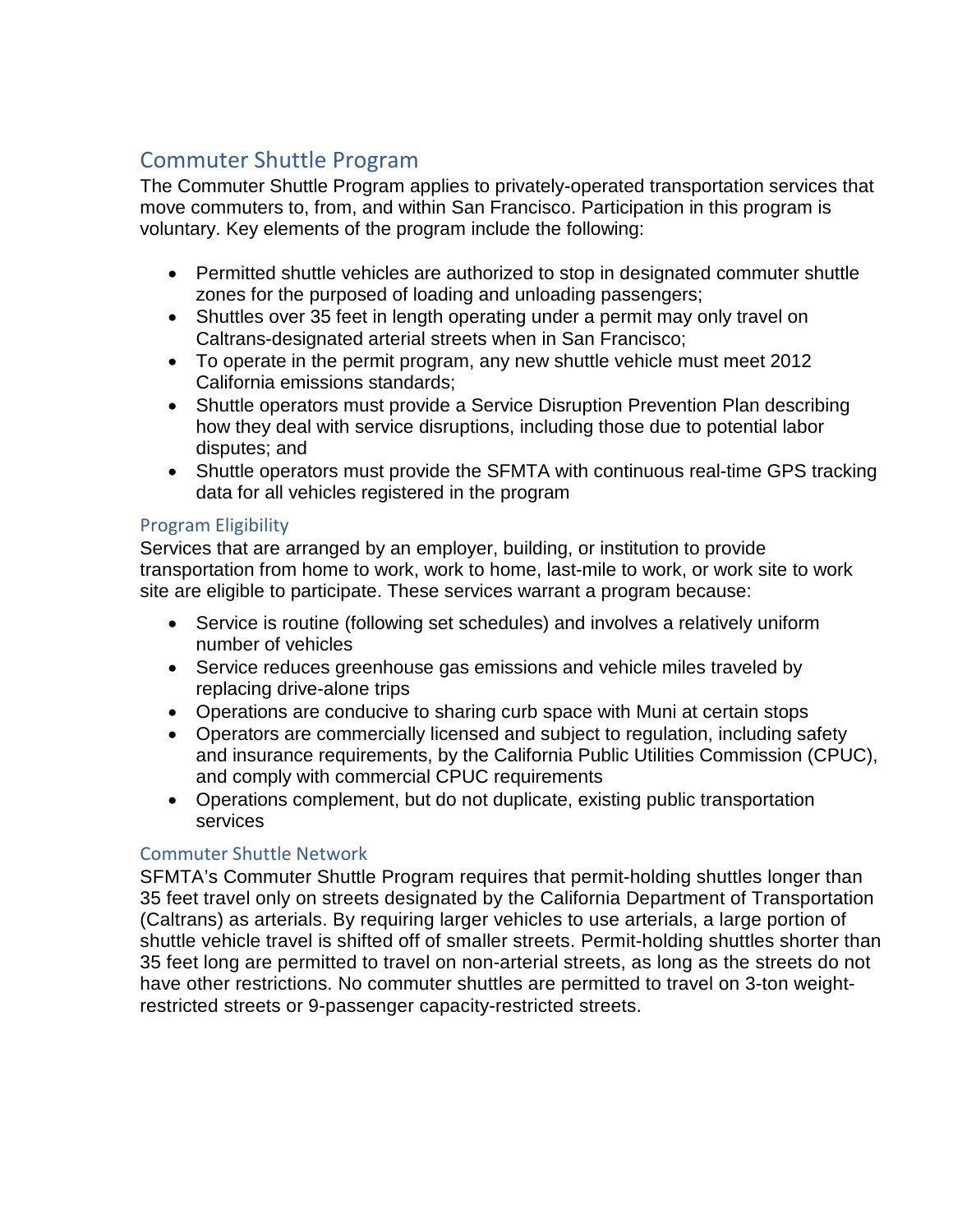## Commuter Shuttle Program

The Commuter Shuttle Program applies to privately-operated transportation services that move commuters to, from, and within San Francisco. Participation in this program is voluntary. Key elements of the program include the following:

- Permitted shuttle vehicles are authorized to stop in designated commuter shuttle zones for the purposed of loading and unloading passengers;
- Shuttles over 35 feet in length operating under a permit may only travel on Caltrans-designated arterial streets when in San Francisco;
- To operate in the permit program, any new shuttle vehicle must meet 2012 California emissions standards;
- Shuttle operators must provide a Service Disruption Prevention Plan describing how they deal with service disruptions, including those due to potential labor disputes; and
- Shuttle operators must provide the SFMTA with continuous real-time GPS tracking data for all vehicles registered in the program

### Program Eligibility

Services that are arranged by an employer, building, or institution to provide transportation from home to work, work to home, last-mile to work, or work site to work site are eligible to participate. These services warrant a program because:

- Service is routine (following set schedules) and involves a relatively uniform number of vehicles
- Service reduces greenhouse gas emissions and vehicle miles traveled by replacing drive-alone trips
- Operations are conducive to sharing curb space with Muni at certain stops
- Operators are commercially licensed and subject to regulation, including safety and insurance requirements, by the California Public Utilities Commission (CPUC), and comply with commercial CPUC requirements
- Operations complement, but do not duplicate, existing public transportation services

### Commuter Shuttle Network

SFMTA's Commuter Shuttle Program requires that permit-holding shuttles longer than 35 feet travel only on streets designated by the California Department of Transportation (Caltrans) as arterials. By requiring larger vehicles to use arterials, a large portion of shuttle vehicle travel is shifted off of smaller streets. Permit-holding shuttles shorter than 35 feet long are permitted to travel on non-arterial streets, as long as the streets do not have other restrictions. No commuter shuttles are permitted to travel on 3-ton weight-restricted streets or 9-passenger capacity-restricted streets.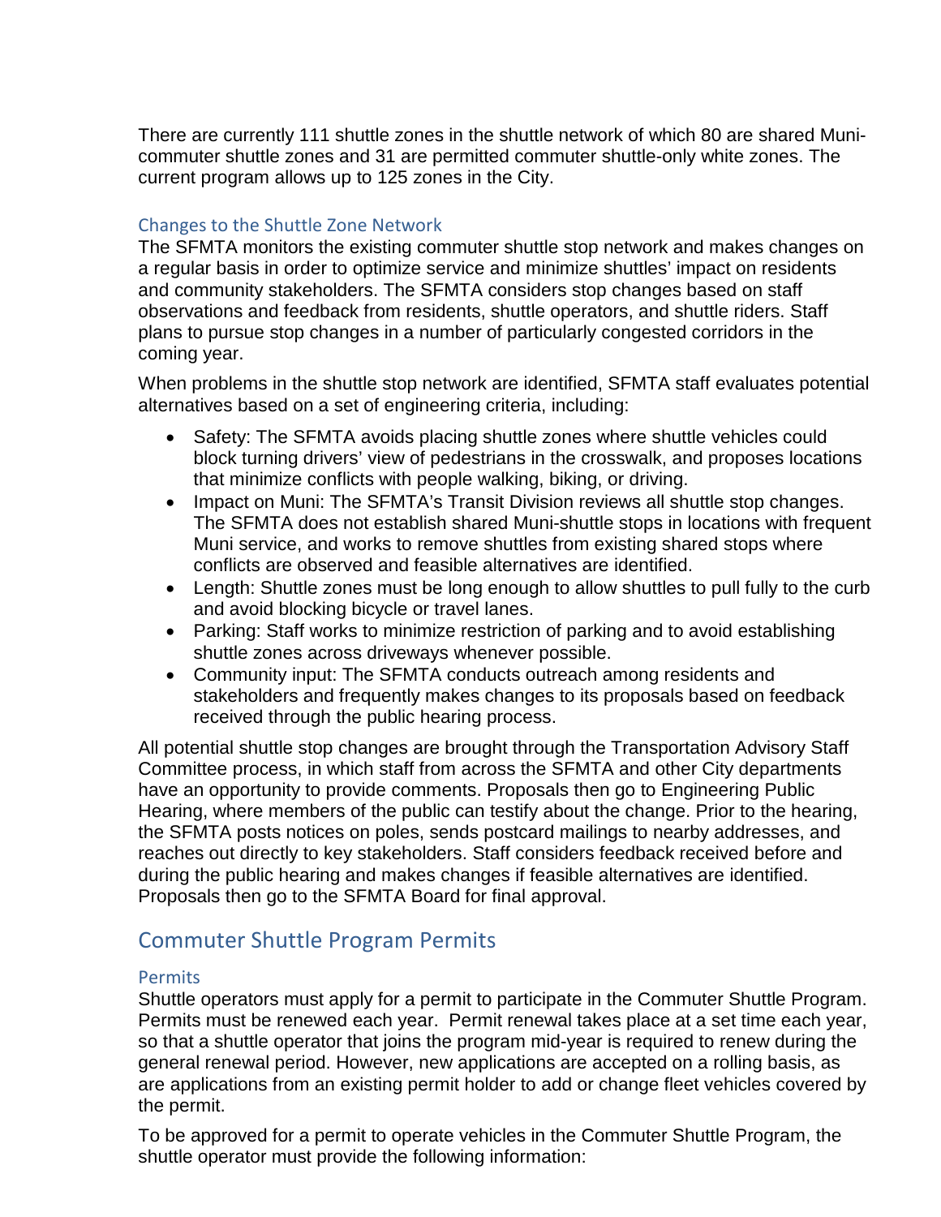There are currently 111 shuttle zones in the shuttle network of which 80 are shared Muni-commuter shuttle zones and 31 are permitted commuter shuttle-only white zones. The current program allows up to 125 zones in the City.

### Changes to the Shuttle Zone Network

The SFMTA monitors the existing commuter shuttle stop network and makes changes on a regular basis in order to optimize service and minimize shuttles' impact on residents and community stakeholders. The SFMTA considers stop changes based on staff observations and feedback from residents, shuttle operators, and shuttle riders. Staff plans to pursue stop changes in a number of particularly congested corridors in the coming year.

When problems in the shuttle stop network are identified, SFMTA staff evaluates potential alternatives based on a set of engineering criteria, including:

- Safety: The SFMTA avoids placing shuttle zones where shuttle vehicles could block turning drivers' view of pedestrians in the crosswalk, and proposes locations that minimize conflicts with people walking, biking, or driving.
- Impact on Muni: The SFMTA's Transit Division reviews all shuttle stop changes. The SFMTA does not establish shared Muni-shuttle stops in locations with frequent Muni service, and works to remove shuttles from existing shared stops where conflicts are observed and feasible alternatives are identified.
- Length: Shuttle zones must be long enough to allow shuttles to pull fully to the curb and avoid blocking bicycle or travel lanes.
- Parking: Staff works to minimize restriction of parking and to avoid establishing shuttle zones across driveways whenever possible.
- Community input: The SFMTA conducts outreach among residents and stakeholders and frequently makes changes to its proposals based on feedback received through the public hearing process.

All potential shuttle stop changes are brought through the Transportation Advisory Staff Committee process, in which staff from across the SFMTA and other City departments have an opportunity to provide comments. Proposals then go to Engineering Public Hearing, where members of the public can testify about the change. Prior to the hearing, the SFMTA posts notices on poles, sends postcard mailings to nearby addresses, and reaches out directly to key stakeholders. Staff considers feedback received before and during the public hearing and makes changes if feasible alternatives are identified. Proposals then go to the SFMTA Board for final approval.

## Commuter Shuttle Program Permits

### Permits

Shuttle operators must apply for a permit to participate in the Commuter Shuttle Program. Permits must be renewed each year. Permit renewal takes place at a set time each year, so that a shuttle operator that joins the program mid-year is required to renew during the general renewal period. However, new applications are accepted on a rolling basis, as are applications from an existing permit holder to add or change fleet vehicles covered by the permit.

To be approved for a permit to operate vehicles in the Commuter Shuttle Program, the shuttle operator must provide the following information: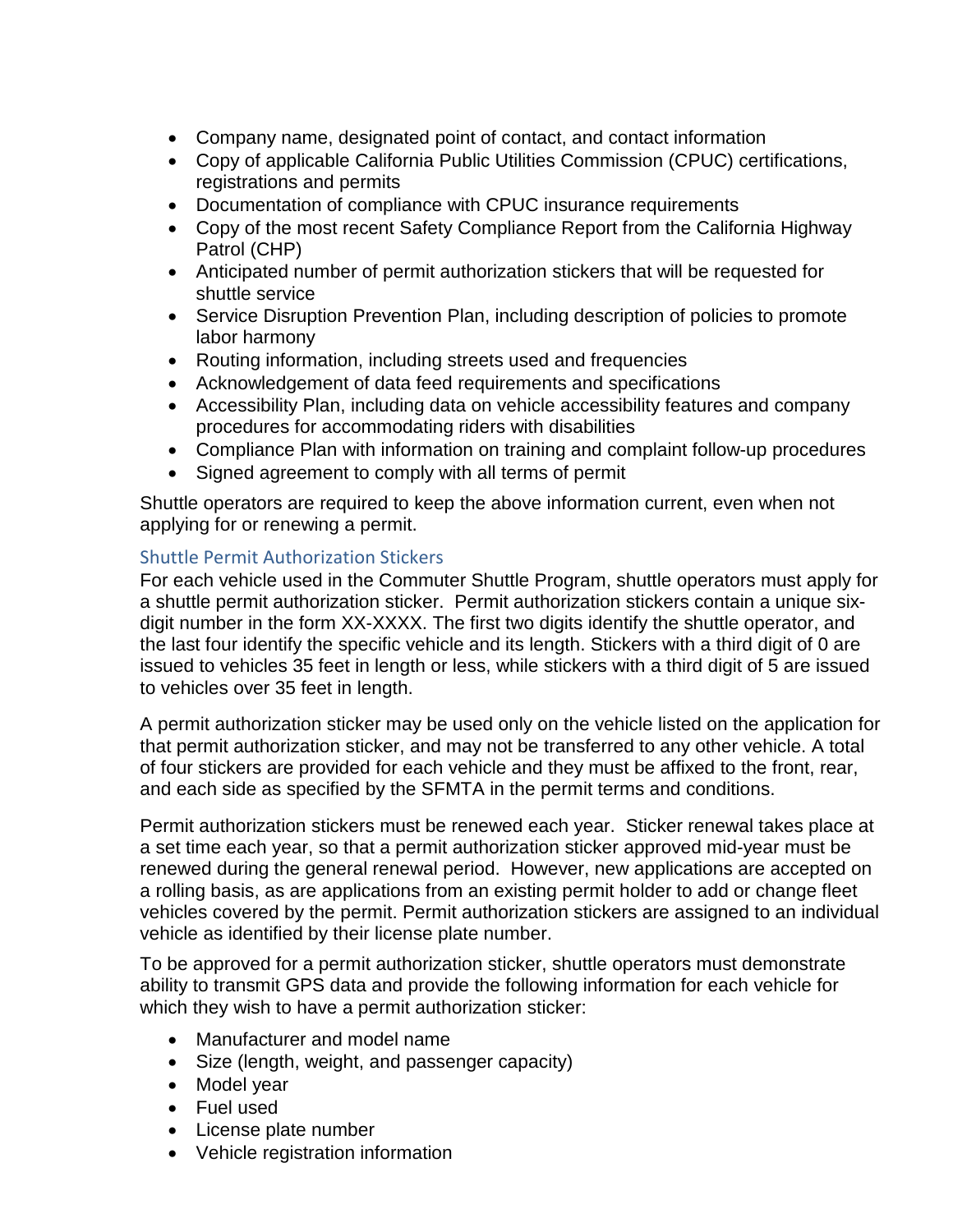- Company name, designated point of contact, and contact information
- Copy of applicable California Public Utilities Commission (CPUC) certifications, registrations and permits
- Documentation of compliance with CPUC insurance requirements
- Copy of the most recent Safety Compliance Report from the California Highway Patrol (CHP)
- Anticipated number of permit authorization stickers that will be requested for shuttle service
- Service Disruption Prevention Plan, including description of policies to promote labor harmony
- Routing information, including streets used and frequencies
- Acknowledgement of data feed requirements and specifications
- Accessibility Plan, including data on vehicle accessibility features and company procedures for accommodating riders with disabilities
- Compliance Plan with information on training and complaint follow-up procedures
- Signed agreement to comply with all terms of permit

Shuttle operators are required to keep the above information current, even when not applying for or renewing a permit.

### Shuttle Permit Authorization Stickers

For each vehicle used in the Commuter Shuttle Program, shuttle operators must apply for a shuttle permit authorization sticker. Permit authorization stickers contain a unique six-digit number in the form XX-XXXX. The first two digits identify the shuttle operator, and the last four identify the specific vehicle and its length. Stickers with a third digit of 0 are issued to vehicles 35 feet in length or less, while stickers with a third digit of 5 are issued to vehicles over 35 feet in length.

A permit authorization sticker may be used only on the vehicle listed on the application for that permit authorization sticker, and may not be transferred to any other vehicle. A total of four stickers are provided for each vehicle and they must be affixed to the front, rear, and each side as specified by the SFMTA in the permit terms and conditions.

Permit authorization stickers must be renewed each year. Sticker renewal takes place at a set time each year, so that a permit authorization sticker approved mid-year must be renewed during the general renewal period. However, new applications are accepted on a rolling basis, as are applications from an existing permit holder to add or change fleet vehicles covered by the permit. Permit authorization stickers are assigned to an individual vehicle as identified by their license plate number.

To be approved for a permit authorization sticker, shuttle operators must demonstrate ability to transmit GPS data and provide the following information for each vehicle for which they wish to have a permit authorization sticker:

- Manufacturer and model name
- Size (length, weight, and passenger capacity)
- Model year
- Fuel used
- License plate number
- Vehicle registration information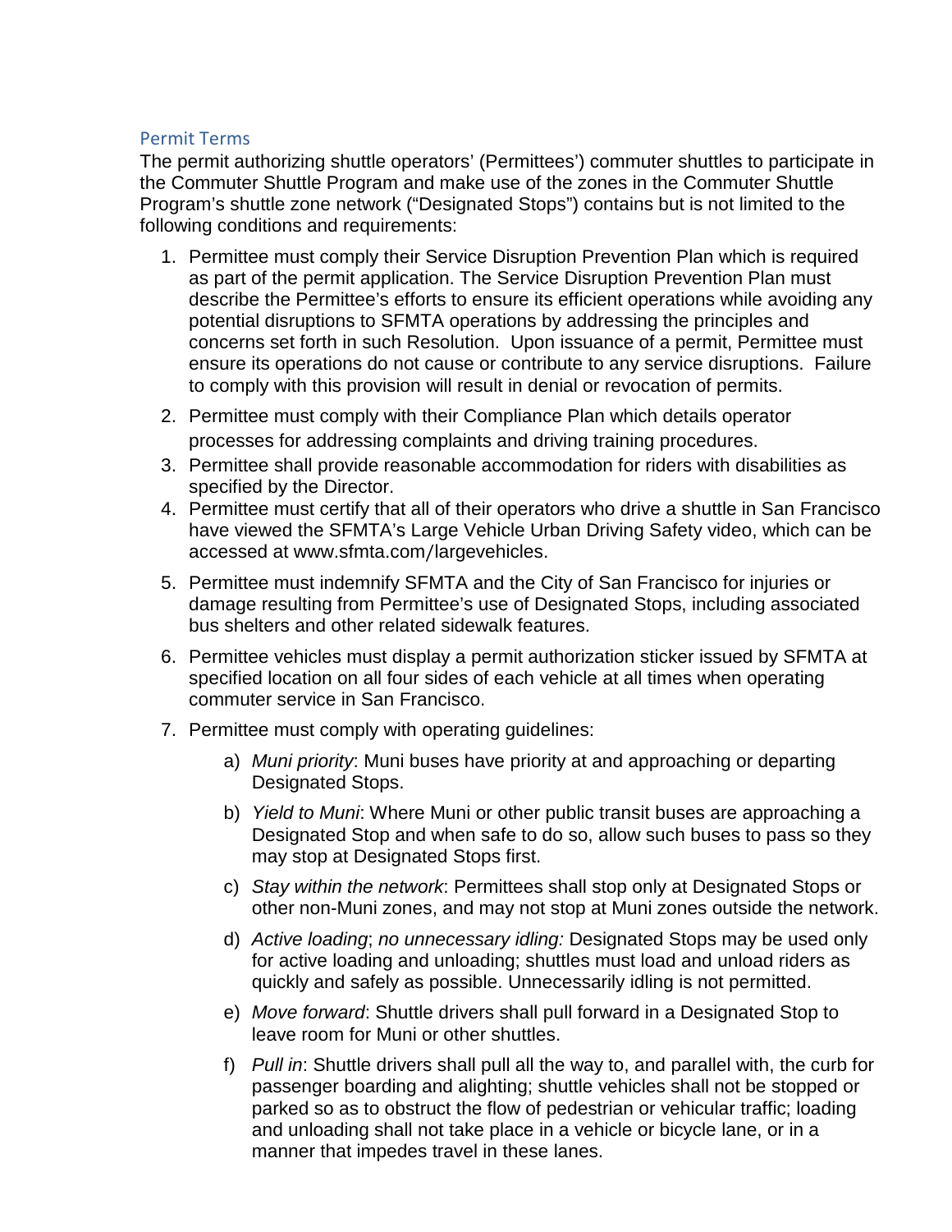### Permit Terms

The permit authorizing shuttle operators' (Permittees') commuter shuttles to participate in the Commuter Shuttle Program and make use of the zones in the Commuter Shuttle Program's shuttle zone network ("Designated Stops") contains but is not limited to the following conditions and requirements:

1. Permittee must comply their Service Disruption Prevention Plan which is required as part of the permit application. The Service Disruption Prevention Plan must describe the Permittee's efforts to ensure its efficient operations while avoiding any potential disruptions to SFMTA operations by addressing the principles and concerns set forth in such Resolution. Upon issuance of a permit, Permittee must ensure its operations do not cause or contribute to any service disruptions. Failure to comply with this provision will result in denial or revocation of permits.
2. Permittee must comply with their Compliance Plan which details operator processes for addressing complaints and driving training procedures.
3. Permittee shall provide reasonable accommodation for riders with disabilities as specified by the Director.
4. Permittee must certify that all of their operators who drive a shuttle in San Francisco have viewed the SFMTA's Large Vehicle Urban Driving Safety video, which can be accessed at www.sfmta.com/largevehicles.
5. Permittee must indemnify SFMTA and the City of San Francisco for injuries or damage resulting from Permittee's use of Designated Stops, including associated bus shelters and other related sidewalk features.
6. Permittee vehicles must display a permit authorization sticker issued by SFMTA at specified location on all four sides of each vehicle at all times when operating commuter service in San Francisco.
7. Permittee must comply with operating guidelines:
   a) *Muni priority*: Muni buses have priority at and approaching or departing Designated Stops.
   b) *Yield to Muni*: Where Muni or other public transit buses are approaching a Designated Stop and when safe to do so, allow such buses to pass so they may stop at Designated Stops first.
   c) *Stay within the network*: Permittees shall stop only at Designated Stops or other non-Muni zones, and may not stop at Muni zones outside the network.
   d) *Active loading*; *no unnecessary idling:* Designated Stops may be used only for active loading and unloading; shuttles must load and unload riders as quickly and safely as possible. Unnecessarily idling is not permitted.
   e) *Move forward*: Shuttle drivers shall pull forward in a Designated Stop to leave room for Muni or other shuttles.
   f) *Pull in*: Shuttle drivers shall pull all the way to, and parallel with, the curb for passenger boarding and alighting; shuttle vehicles shall not be stopped or parked so as to obstruct the flow of pedestrian or vehicular traffic; loading and unloading shall not take place in a vehicle or bicycle lane, or in a manner that impedes travel in these lanes.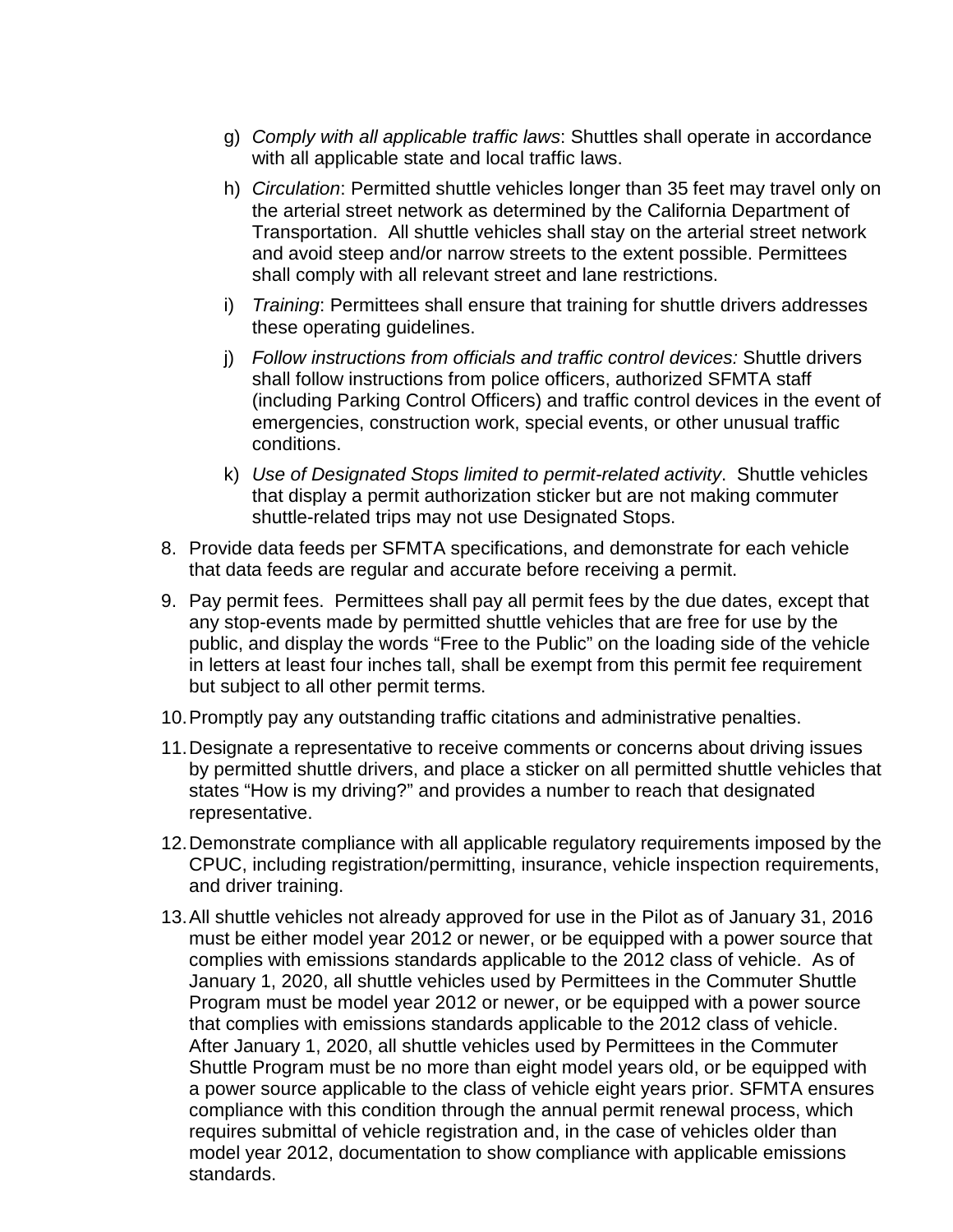g) *Comply with all applicable traffic laws*: Shuttles shall operate in accordance with all applicable state and local traffic laws.

h) *Circulation*: Permitted shuttle vehicles longer than 35 feet may travel only on the arterial street network as determined by the California Department of Transportation. All shuttle vehicles shall stay on the arterial street network and avoid steep and/or narrow streets to the extent possible. Permittees shall comply with all relevant street and lane restrictions.

i) *Training*: Permittees shall ensure that training for shuttle drivers addresses these operating guidelines.

j) *Follow instructions from officials and traffic control devices:* Shuttle drivers shall follow instructions from police officers, authorized SFMTA staff (including Parking Control Officers) and traffic control devices in the event of emergencies, construction work, special events, or other unusual traffic conditions.

k) *Use of Designated Stops limited to permit-related activity*. Shuttle vehicles that display a permit authorization sticker but are not making commuter shuttle-related trips may not use Designated Stops.

8. Provide data feeds per SFMTA specifications, and demonstrate for each vehicle that data feeds are regular and accurate before receiving a permit.

9. Pay permit fees. Permittees shall pay all permit fees by the due dates, except that any stop-events made by permitted shuttle vehicles that are free for use by the public, and display the words "Free to the Public" on the loading side of the vehicle in letters at least four inches tall, shall be exempt from this permit fee requirement but subject to all other permit terms.

10. Promptly pay any outstanding traffic citations and administrative penalties.

11. Designate a representative to receive comments or concerns about driving issues by permitted shuttle drivers, and place a sticker on all permitted shuttle vehicles that states "How is my driving?" and provides a number to reach that designated representative.

12. Demonstrate compliance with all applicable regulatory requirements imposed by the CPUC, including registration/permitting, insurance, vehicle inspection requirements, and driver training.

13. All shuttle vehicles not already approved for use in the Pilot as of January 31, 2016 must be either model year 2012 or newer, or be equipped with a power source that complies with emissions standards applicable to the 2012 class of vehicle. As of January 1, 2020, all shuttle vehicles used by Permittees in the Commuter Shuttle Program must be model year 2012 or newer, or be equipped with a power source that complies with emissions standards applicable to the 2012 class of vehicle. After January 1, 2020, all shuttle vehicles used by Permittees in the Commuter Shuttle Program must be no more than eight model years old, or be equipped with a power source applicable to the class of vehicle eight years prior. SFMTA ensures compliance with this condition through the annual permit renewal process, which requires submittal of vehicle registration and, in the case of vehicles older than model year 2012, documentation to show compliance with applicable emissions standards.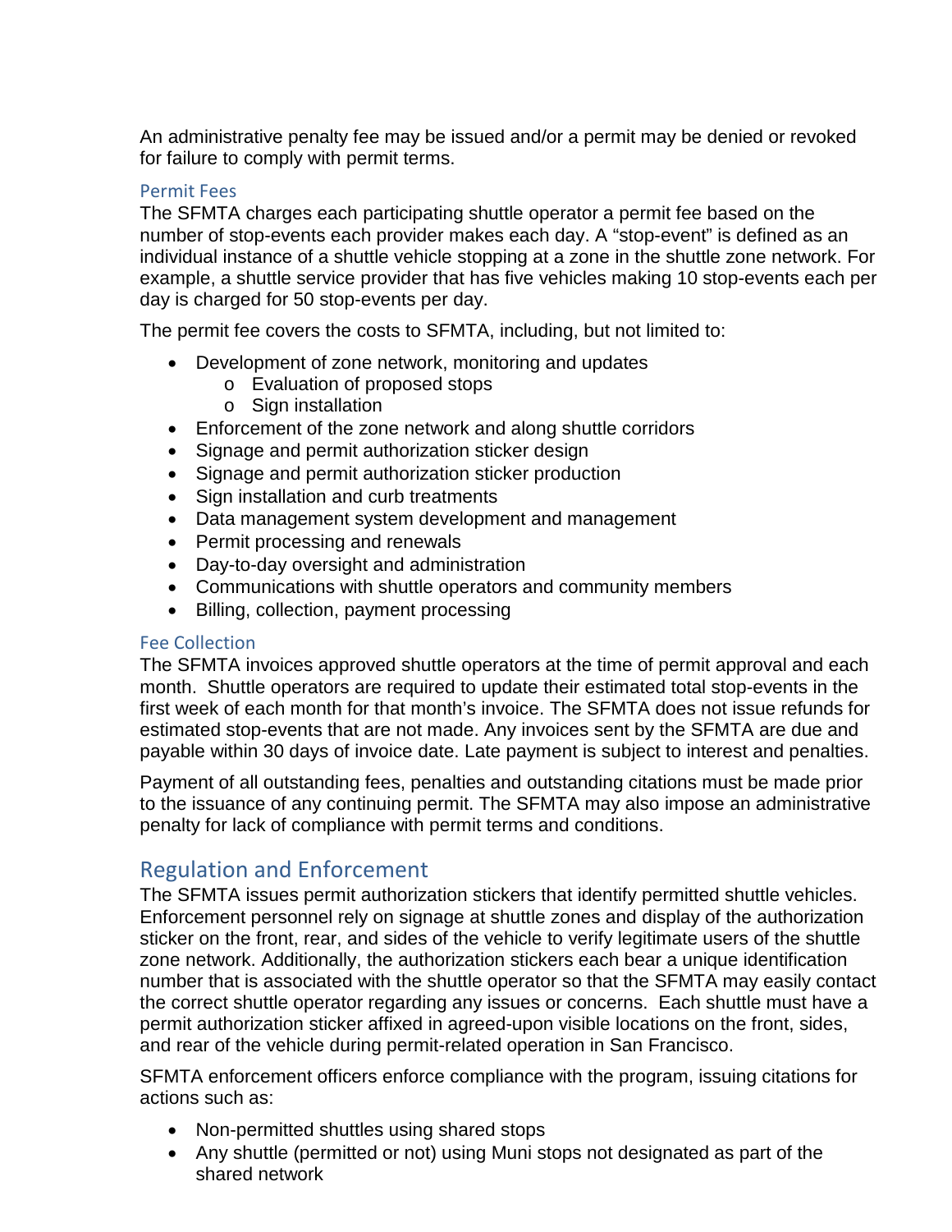An administrative penalty fee may be issued and/or a permit may be denied or revoked for failure to comply with permit terms.

### Permit Fees

The SFMTA charges each participating shuttle operator a permit fee based on the number of stop-events each provider makes each day. A "stop-event" is defined as an individual instance of a shuttle vehicle stopping at a zone in the shuttle zone network. For example, a shuttle service provider that has five vehicles making 10 stop-events each per day is charged for 50 stop-events per day.

The permit fee covers the costs to SFMTA, including, but not limited to:

- Development of zone network, monitoring and updates
    - Evaluation of proposed stops
    - Sign installation
- Enforcement of the zone network and along shuttle corridors
- Signage and permit authorization sticker design
- Signage and permit authorization sticker production
- Sign installation and curb treatments
- Data management system development and management
- Permit processing and renewals
- Day-to-day oversight and administration
- Communications with shuttle operators and community members
- Billing, collection, payment processing

### Fee Collection

The SFMTA invoices approved shuttle operators at the time of permit approval and each month. Shuttle operators are required to update their estimated total stop-events in the first week of each month for that month's invoice. The SFMTA does not issue refunds for estimated stop-events that are not made. Any invoices sent by the SFMTA are due and payable within 30 days of invoice date. Late payment is subject to interest and penalties.

Payment of all outstanding fees, penalties and outstanding citations must be made prior to the issuance of any continuing permit. The SFMTA may also impose an administrative penalty for lack of compliance with permit terms and conditions.

## Regulation and Enforcement

The SFMTA issues permit authorization stickers that identify permitted shuttle vehicles. Enforcement personnel rely on signage at shuttle zones and display of the authorization sticker on the front, rear, and sides of the vehicle to verify legitimate users of the shuttle zone network. Additionally, the authorization stickers each bear a unique identification number that is associated with the shuttle operator so that the SFMTA may easily contact the correct shuttle operator regarding any issues or concerns. Each shuttle must have a permit authorization sticker affixed in agreed-upon visible locations on the front, sides, and rear of the vehicle during permit-related operation in San Francisco.

SFMTA enforcement officers enforce compliance with the program, issuing citations for actions such as:

- Non-permitted shuttles using shared stops
- Any shuttle (permitted or not) using Muni stops not designated as part of the shared network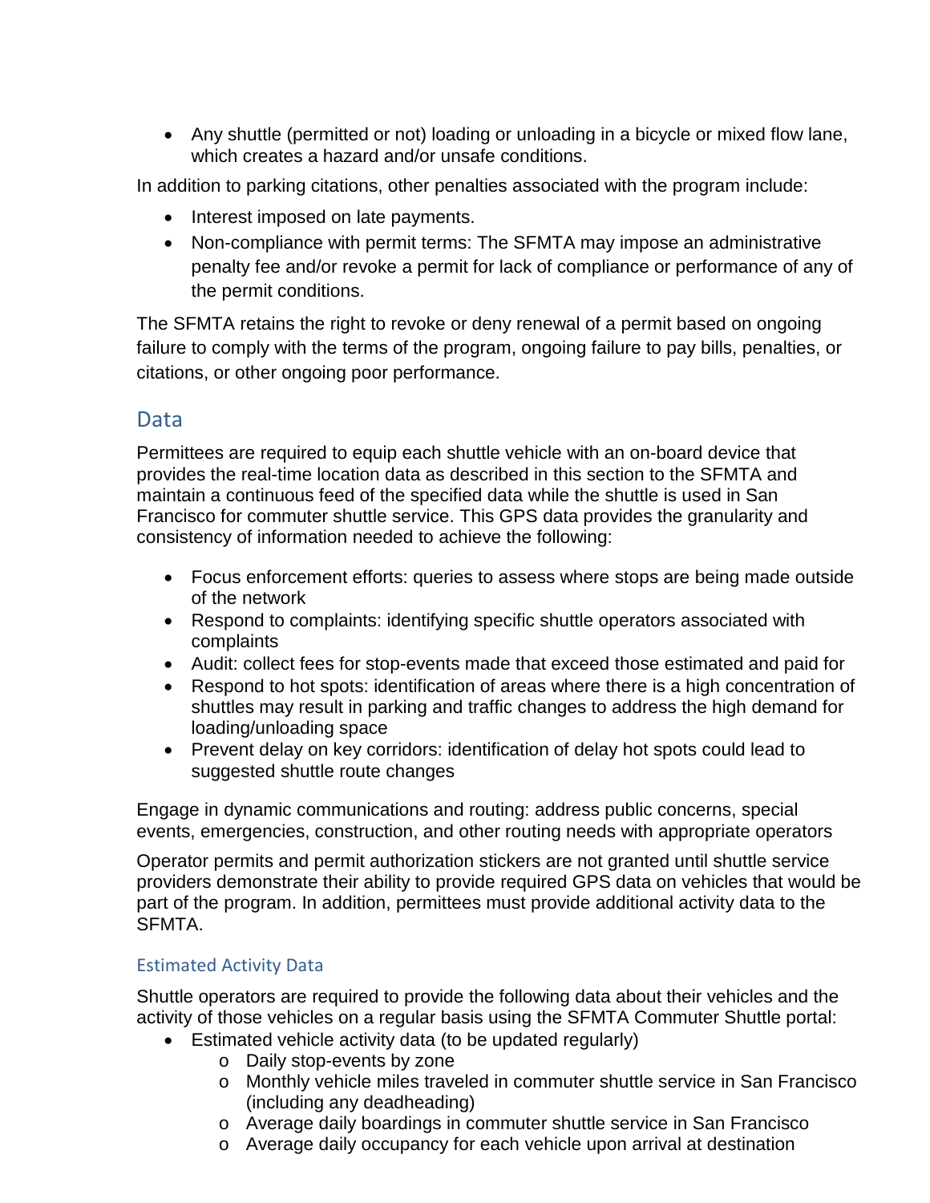- Any shuttle (permitted or not) loading or unloading in a bicycle or mixed flow lane, which creates a hazard and/or unsafe conditions.

In addition to parking citations, other penalties associated with the program include:

- Interest imposed on late payments.
- Non-compliance with permit terms: The SFMTA may impose an administrative penalty fee and/or revoke a permit for lack of compliance or performance of any of the permit conditions.

The SFMTA retains the right to revoke or deny renewal of a permit based on ongoing failure to comply with the terms of the program, ongoing failure to pay bills, penalties, or citations, or other ongoing poor performance.

## Data

Permittees are required to equip each shuttle vehicle with an on-board device that provides the real-time location data as described in this section to the SFMTA and maintain a continuous feed of the specified data while the shuttle is used in San Francisco for commuter shuttle service. This GPS data provides the granularity and consistency of information needed to achieve the following:

- Focus enforcement efforts: queries to assess where stops are being made outside of the network
- Respond to complaints: identifying specific shuttle operators associated with complaints
- Audit: collect fees for stop-events made that exceed those estimated and paid for
- Respond to hot spots: identification of areas where there is a high concentration of shuttles may result in parking and traffic changes to address the high demand for loading/unloading space
- Prevent delay on key corridors: identification of delay hot spots could lead to suggested shuttle route changes

Engage in dynamic communications and routing: address public concerns, special events, emergencies, construction, and other routing needs with appropriate operators

Operator permits and permit authorization stickers are not granted until shuttle service providers demonstrate their ability to provide required GPS data on vehicles that would be part of the program. In addition, permittees must provide additional activity data to the SFMTA.

### Estimated Activity Data

Shuttle operators are required to provide the following data about their vehicles and the activity of those vehicles on a regular basis using the SFMTA Commuter Shuttle portal:

- Estimated vehicle activity data (to be updated regularly)
  - Daily stop-events by zone
  - Monthly vehicle miles traveled in commuter shuttle service in San Francisco (including any deadheading)
  - Average daily boardings in commuter shuttle service in San Francisco
  - Average daily occupancy for each vehicle upon arrival at destination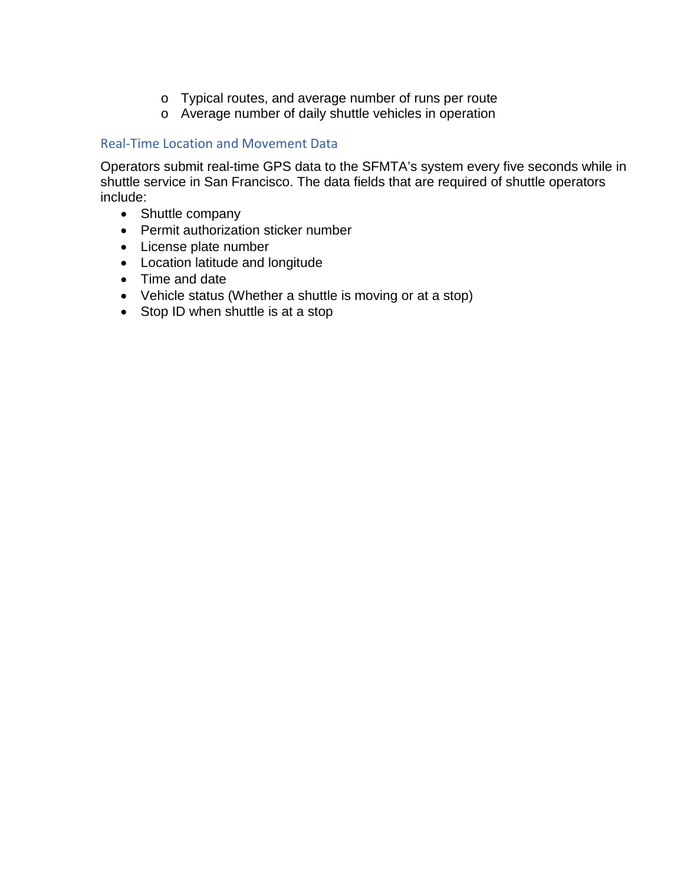- Typical routes, and average number of runs per route
    - Average number of daily shuttle vehicles in operation

### Real-Time Location and Movement Data

Operators submit real-time GPS data to the SFMTA's system every five seconds while in shuttle service in San Francisco. The data fields that are required of shuttle operators include:

- Shuttle company
- Permit authorization sticker number
- License plate number
- Location latitude and longitude
- Time and date
- Vehicle status (Whether a shuttle is moving or at a stop)
- Stop ID when shuttle is at a stop